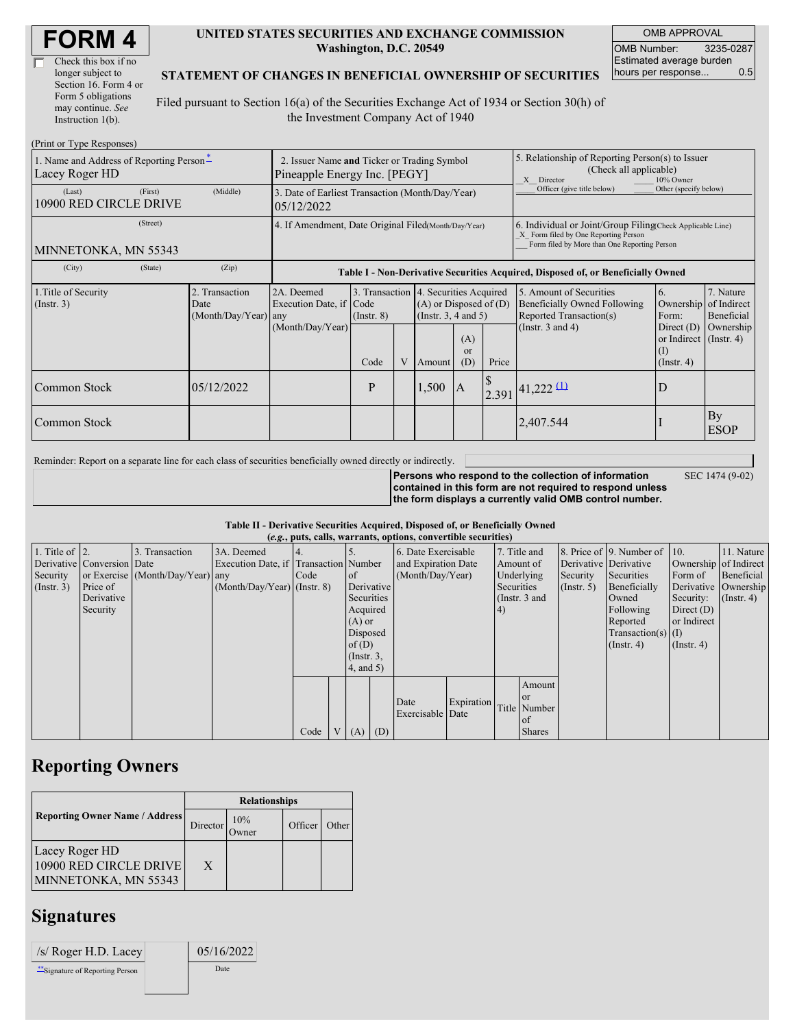# FORM 4

☐ Check this box if no longer subject to Section 16. Form 4 or Form 5 obligations may continue. *See* Instruction 1(b).

**UNITED STATES SECURITIES AND EXCHANGE COMMISSION**
**Washington, D.C. 20549**

**STATEMENT OF CHANGES IN BENEFICIAL OWNERSHIP OF SECURITIES**

Filed pursuant to Section 16(a) of the Securities Exchange Act of 1934 or Section 30(h) of the Investment Company Act of 1940

| OMB APPROVAL | |
|---|---|
| OMB Number: | 3235-0287 |
| Estimated average burden hours per response... | 0.5 |

(Print or Type Responses)

| 1. Name and Address of Reporting Person* | 2. Issuer Name and Ticker or Trading Symbol | 5. Relationship of Reporting Person(s) to Issuer (Check all applicable) |
|---|---|---|
| Lacey Roger HD | Pineapple Energy Inc. [PEGY] | X Director ___ 10% Owner ___ Officer (give title below) ___ Other (specify below) |
| (Last) (First) (Middle) 10900 RED CIRCLE DRIVE | 3. Date of Earliest Transaction (Month/Day/Year) 05/12/2022 | |
| (Street) MINNETONKA, MN 55343 | 4. If Amendment, Date Original Filed (Month/Day/Year) | 6. Individual or Joint/Group Filing (Check Applicable Line) X Form filed by One Reporting Person ___ Form filed by More than One Reporting Person |
| (City) (State) (Zip) | | |

**Table I - Non-Derivative Securities Acquired, Disposed of, or Beneficially Owned**

| 1.Title of Security (Instr. 3) | 2. Transaction Date (Month/Day/Year) | 2A. Deemed Execution Date, if any (Month/Day/Year) | 3. Transaction Code (Instr. 8) | | 4. Securities Acquired (A) or Disposed of (D) (Instr. 3, 4 and 5) | | | 5. Amount of Securities Beneficially Owned Following Reported Transaction(s) (Instr. 3 and 4) | 6. Ownership Form: Direct (D) or Indirect (I) (Instr. 4) | 7. Nature of Indirect Beneficial Ownership (Instr. 4) |
|---|---|---|---|---|---|---|---|---|---|---|
| | | | Code | V | Amount | (A) or (D) | Price | | | |
| Common Stock | 05/12/2022 | | P | | 1,500 | A | $ 2.391 | 41,222 (1) | D | |
| Common Stock | | | | | | | | 2,407.544 | I | By ESOP |

Reminder: Report on a separate line for each class of securities beneficially owned directly or indirectly.

**Persons who respond to the collection of information contained in this form are not required to respond unless the form displays a currently valid OMB control number.** SEC 1474 (9-02)

**Table II - Derivative Securities Acquired, Disposed of, or Beneficially Owned**
***(e.g., puts, calls, warrants, options, convertible securities)***

| 1. Title of Derivative Security (Instr. 3) | 2. Conversion or Exercise Price of Derivative Security | 3. Transaction Date (Month/Day/Year) | 3A. Deemed Execution Date, if any (Month/Day/Year) | 4. Transaction Code (Instr. 8) | | 5. Number of Derivative Securities Acquired (A) or Disposed of (D) (Instr. 3, 4, and 5) | | 6. Date Exercisable and Expiration Date (Month/Day/Year) | | 7. Title and Amount of Underlying Securities (Instr. 3 and 4) | | 8. Price of Derivative Security (Instr. 5) | 9. Number of Derivative Securities Beneficially Owned Following Reported Transaction(s) (Instr. 4) | 10. Ownership Form of Derivative Security: Direct (D) or Indirect (I) (Instr. 4) | 11. Nature of Indirect Beneficial Ownership (Instr. 4) |
|---|---|---|---|---|---|---|---|---|---|---|---|---|---|---|---|
| | | | | Code | V | (A) | (D) | Date Exercisable | Expiration Date | Title | Amount or Number of Shares | | | | |

## Reporting Owners

| Reporting Owner Name / Address | Relationships | | | |
|---|---|---|---|---|
| | Director | 10% Owner | Officer | Other |
| Lacey Roger HD 10900 RED CIRCLE DRIVE MINNETONKA, MN 55343 | X | | | |

## Signatures

| /s/ Roger H.D. Lacey | 05/16/2022 |
|---|---|
| **Signature of Reporting Person | Date |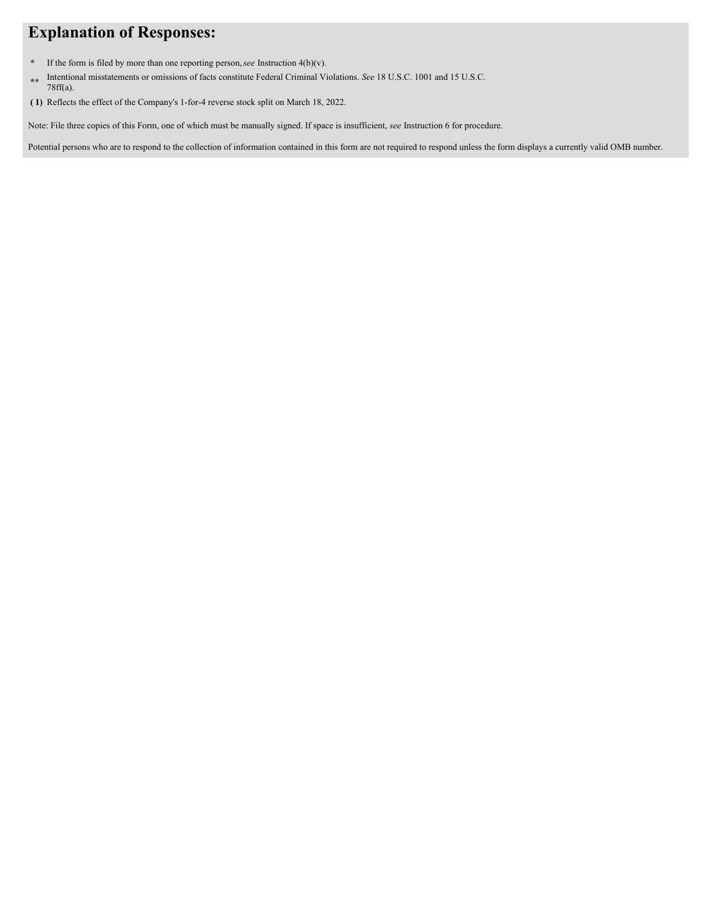# Explanation of Responses:

\* If the form is filed by more than one reporting person, *see* Instruction 4(b)(v).

\*\* Intentional misstatements or omissions of facts constitute Federal Criminal Violations. *See* 18 U.S.C. 1001 and 15 U.S.C. 78ff(a).

( 1) Reflects the effect of the Company's 1-for-4 reverse stock split on March 18, 2022.

Note: File three copies of this Form, one of which must be manually signed. If space is insufficient, *see* Instruction 6 for procedure.

Potential persons who are to respond to the collection of information contained in this form are not required to respond unless the form displays a currently valid OMB number.